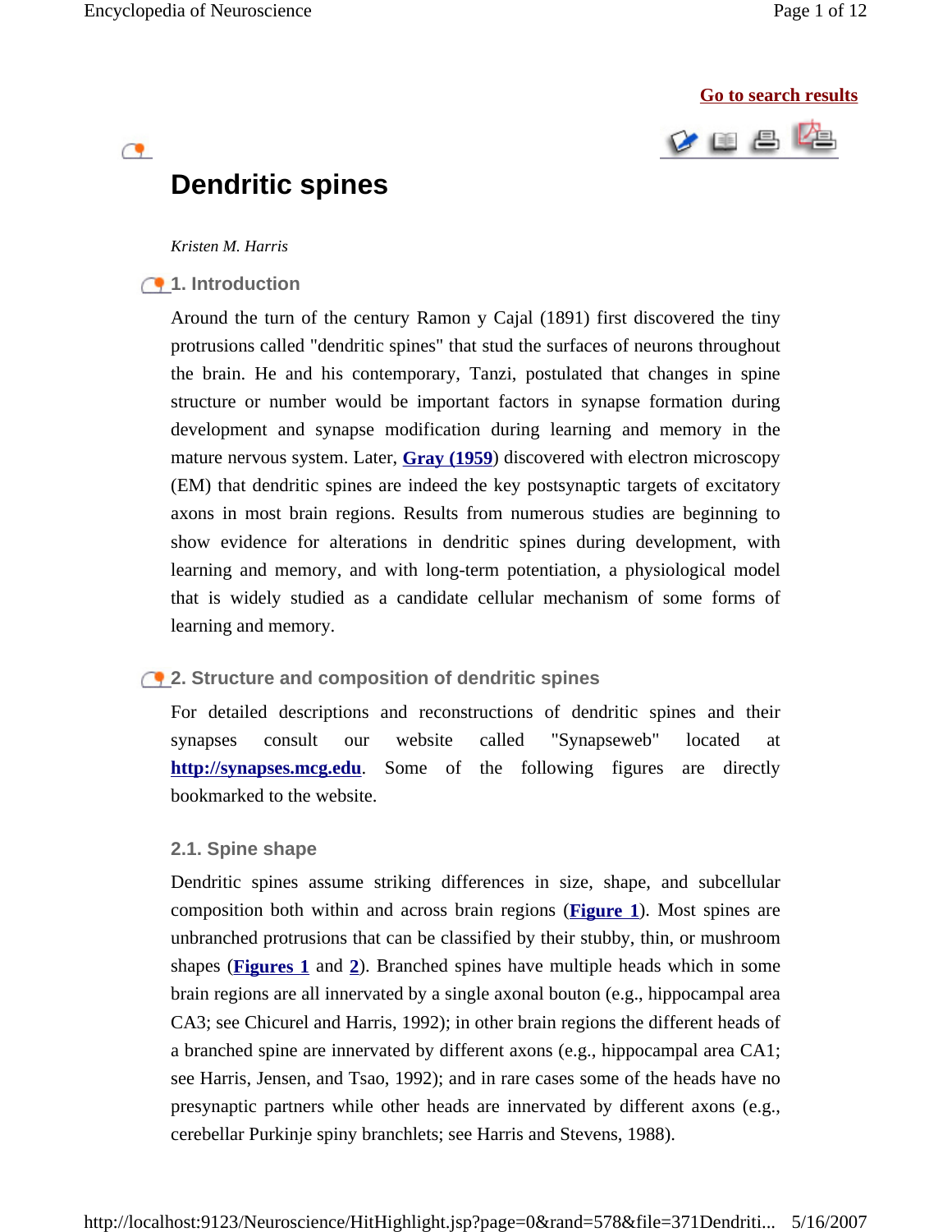# Dendritic spines

*Kristen M. Harris*

## 1. Introduction

Around the turn of the century Ramon y Cajal (1891) first discovered the tiny protrusions called "dendritic spines" that stud the surfaces of neurons throughout the brain. He and his contemporary, Tanzi, postulated that changes in spine structure or number would be important factors in synapse formation during development and synapse modification during learning and memory in the mature nervous system. Later, **Gray (1959)** discovered with electron microscopy (EM) that dendritic spines are indeed the key postsynaptic targets of excitatory axons in most brain regions. Results from numerous studies are beginning to show evidence for alterations in dendritic spines during development, with learning and memory, and with long-term potentiation, a physiological model that is widely studied as a candidate cellular mechanism of some forms of learning and memory.

## 2. Structure and composition of dendritic spines

For detailed descriptions and reconstructions of dendritic spines and their synapses consult our website called "Synapseweb" located at **http://synapses.mcg.edu**. Some of the following figures are directly bookmarked to the website.

### 2.1. Spine shape

Dendritic spines assume striking differences in size, shape, and subcellular composition both within and across brain regions (**Figure 1**). Most spines are unbranched protrusions that can be classified by their stubby, thin, or mushroom shapes (**Figures 1** and **2**). Branched spines have multiple heads which in some brain regions are all innervated by a single axonal bouton (e.g., hippocampal area CA3; see Chicurel and Harris, 1992); in other brain regions the different heads of a branched spine are innervated by different axons (e.g., hippocampal area CA1; see Harris, Jensen, and Tsao, 1992); and in rare cases some of the heads have no presynaptic partners while other heads are innervated by different axons (e.g., cerebellar Purkinje spiny branchlets; see Harris and Stevens, 1988).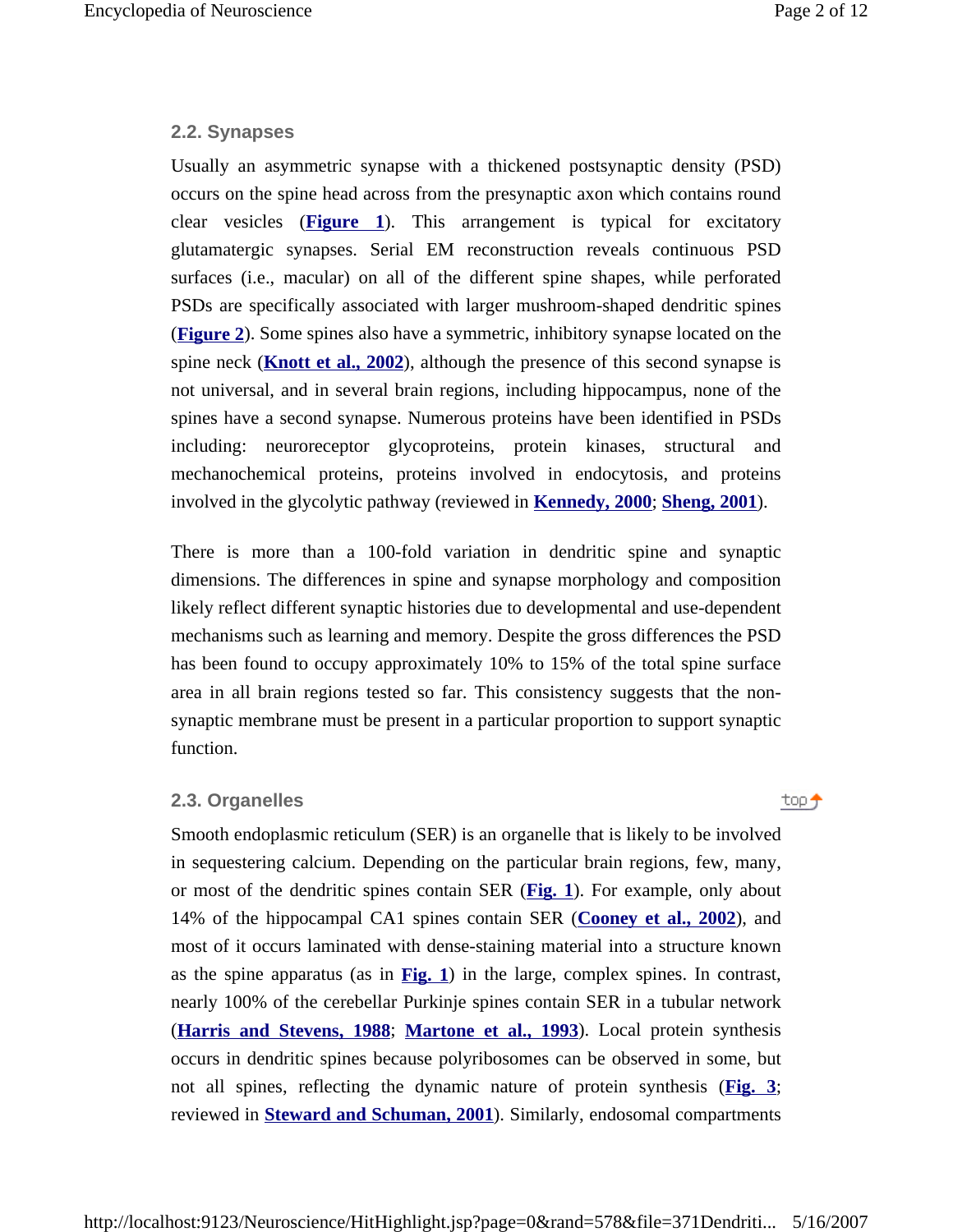### 2.2. Synapses

Usually an asymmetric synapse with a thickened postsynaptic density (PSD) occurs on the spine head across from the presynaptic axon which contains round clear vesicles (**Figure 1**). This arrangement is typical for excitatory glutamatergic synapses. Serial EM reconstruction reveals continuous PSD surfaces (i.e., macular) on all of the different spine shapes, while perforated PSDs are specifically associated with larger mushroom-shaped dendritic spines (**Figure 2**). Some spines also have a symmetric, inhibitory synapse located on the spine neck (**Knott et al., 2002**), although the presence of this second synapse is not universal, and in several brain regions, including hippocampus, none of the spines have a second synapse. Numerous proteins have been identified in PSDs including: neuroreceptor glycoproteins, protein kinases, structural and mechanochemical proteins, proteins involved in endocytosis, and proteins involved in the glycolytic pathway (reviewed in **Kennedy, 2000**; **Sheng, 2001**).

There is more than a 100-fold variation in dendritic spine and synaptic dimensions. The differences in spine and synapse morphology and composition likely reflect different synaptic histories due to developmental and use-dependent mechanisms such as learning and memory. Despite the gross differences the PSD has been found to occupy approximately 10% to 15% of the total spine surface area in all brain regions tested so far. This consistency suggests that the non-synaptic membrane must be present in a particular proportion to support synaptic function.

### 2.3. Organelles

Smooth endoplasmic reticulum (SER) is an organelle that is likely to be involved in sequestering calcium. Depending on the particular brain regions, few, many, or most of the dendritic spines contain SER (**Fig. 1**). For example, only about 14% of the hippocampal CA1 spines contain SER (**Cooney et al., 2002**), and most of it occurs laminated with dense-staining material into a structure known as the spine apparatus (as in **Fig. 1**) in the large, complex spines. In contrast, nearly 100% of the cerebellar Purkinje spines contain SER in a tubular network (**Harris and Stevens, 1988**; **Martone et al., 1993**). Local protein synthesis occurs in dendritic spines because polyribosomes can be observed in some, but not all spines, reflecting the dynamic nature of protein synthesis (**Fig. 3**; reviewed in **Steward and Schuman, 2001**). Similarly, endosomal compartments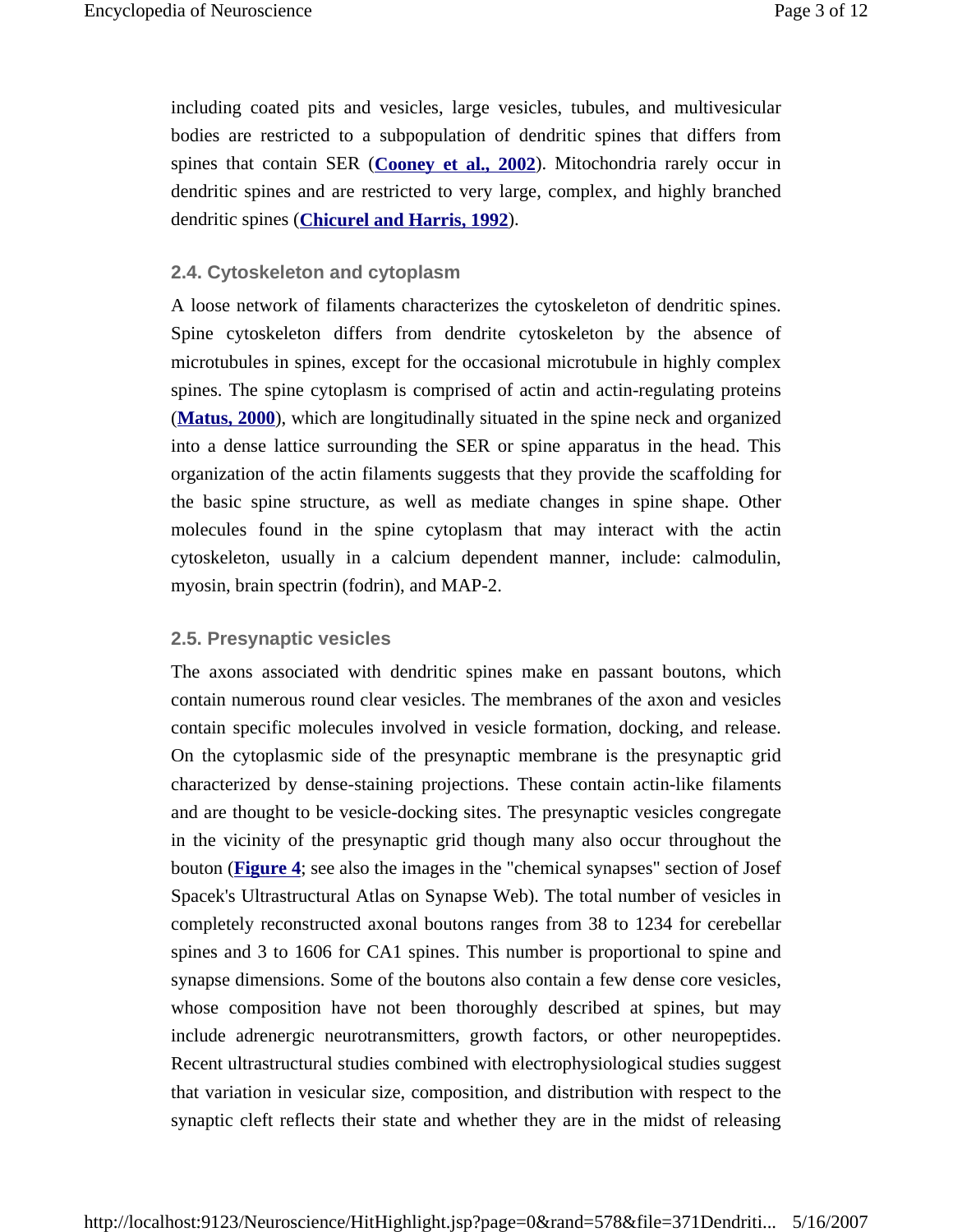including coated pits and vesicles, large vesicles, tubules, and multivesicular bodies are restricted to a subpopulation of dendritic spines that differs from spines that contain SER (**Cooney et al., 2002**). Mitochondria rarely occur in dendritic spines and are restricted to very large, complex, and highly branched dendritic spines (**Chicurel and Harris, 1992**).

### 2.4. Cytoskeleton and cytoplasm

A loose network of filaments characterizes the cytoskeleton of dendritic spines. Spine cytoskeleton differs from dendrite cytoskeleton by the absence of microtubules in spines, except for the occasional microtubule in highly complex spines. The spine cytoplasm is comprised of actin and actin-regulating proteins (**Matus, 2000**), which are longitudinally situated in the spine neck and organized into a dense lattice surrounding the SER or spine apparatus in the head. This organization of the actin filaments suggests that they provide the scaffolding for the basic spine structure, as well as mediate changes in spine shape. Other molecules found in the spine cytoplasm that may interact with the actin cytoskeleton, usually in a calcium dependent manner, include: calmodulin, myosin, brain spectrin (fodrin), and MAP-2.

### 2.5. Presynaptic vesicles

The axons associated with dendritic spines make en passant boutons, which contain numerous round clear vesicles. The membranes of the axon and vesicles contain specific molecules involved in vesicle formation, docking, and release. On the cytoplasmic side of the presynaptic membrane is the presynaptic grid characterized by dense-staining projections. These contain actin-like filaments and are thought to be vesicle-docking sites. The presynaptic vesicles congregate in the vicinity of the presynaptic grid though many also occur throughout the bouton (**Figure 4**; see also the images in the "chemical synapses" section of Josef Spacek's Ultrastructural Atlas on Synapse Web). The total number of vesicles in completely reconstructed axonal boutons ranges from 38 to 1234 for cerebellar spines and 3 to 1606 for CA1 spines. This number is proportional to spine and synapse dimensions. Some of the boutons also contain a few dense core vesicles, whose composition have not been thoroughly described at spines, but may include adrenergic neurotransmitters, growth factors, or other neuropeptides. Recent ultrastructural studies combined with electrophysiological studies suggest that variation in vesicular size, composition, and distribution with respect to the synaptic cleft reflects their state and whether they are in the midst of releasing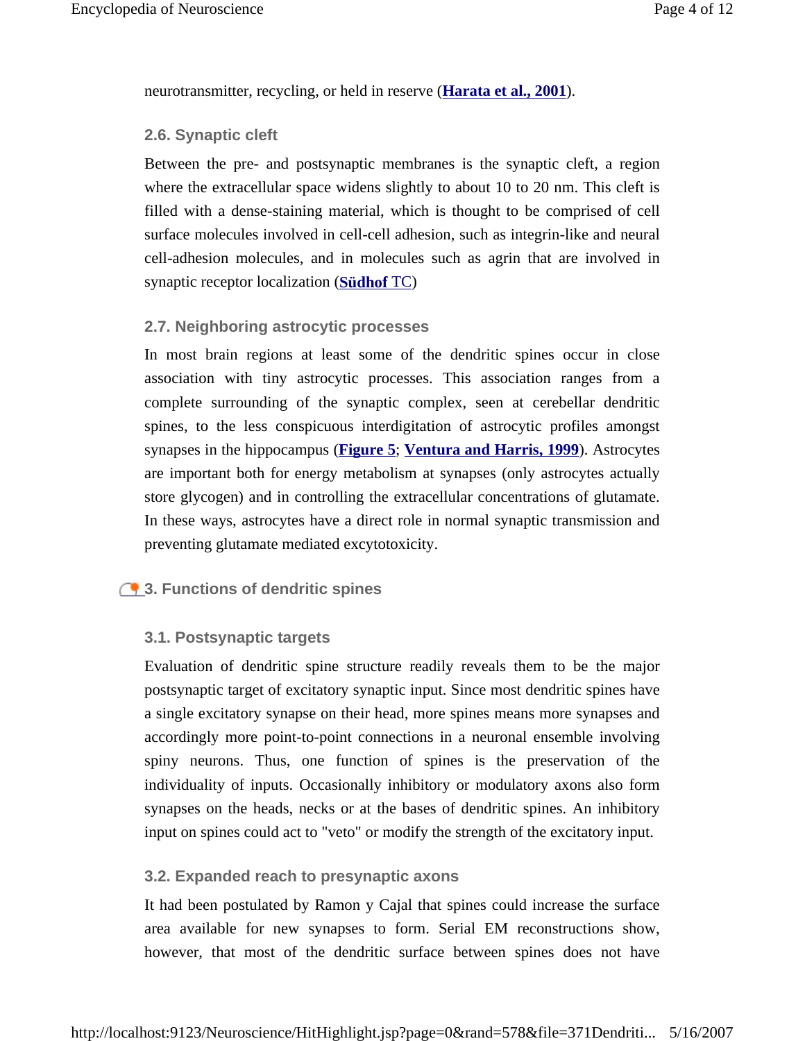neurotransmitter, recycling, or held in reserve (**Harata et al., 2001**).

### 2.6. Synaptic cleft

Between the pre- and postsynaptic membranes is the synaptic cleft, a region where the extracellular space widens slightly to about 10 to 20 nm. This cleft is filled with a dense-staining material, which is thought to be comprised of cell surface molecules involved in cell-cell adhesion, such as integrin-like and neural cell-adhesion molecules, and in molecules such as agrin that are involved in synaptic receptor localization (**Südhof** TC)

### 2.7. Neighboring astrocytic processes

In most brain regions at least some of the dendritic spines occur in close association with tiny astrocytic processes. This association ranges from a complete surrounding of the synaptic complex, seen at cerebellar dendritic spines, to the less conspicuous interdigitation of astrocytic profiles amongst synapses in the hippocampus (**Figure 5**; **Ventura and Harris, 1999**). Astrocytes are important both for energy metabolism at synapses (only astrocytes actually store glycogen) and in controlling the extracellular concentrations of glutamate. In these ways, astrocytes have a direct role in normal synaptic transmission and preventing glutamate mediated excytotoxicity.

## 3. Functions of dendritic spines

### 3.1. Postsynaptic targets

Evaluation of dendritic spine structure readily reveals them to be the major postsynaptic target of excitatory synaptic input. Since most dendritic spines have a single excitatory synapse on their head, more spines means more synapses and accordingly more point-to-point connections in a neuronal ensemble involving spiny neurons. Thus, one function of spines is the preservation of the individuality of inputs. Occasionally inhibitory or modulatory axons also form synapses on the heads, necks or at the bases of dendritic spines. An inhibitory input on spines could act to "veto" or modify the strength of the excitatory input.

### 3.2. Expanded reach to presynaptic axons

It had been postulated by Ramon y Cajal that spines could increase the surface area available for new synapses to form. Serial EM reconstructions show, however, that most of the dendritic surface between spines does not have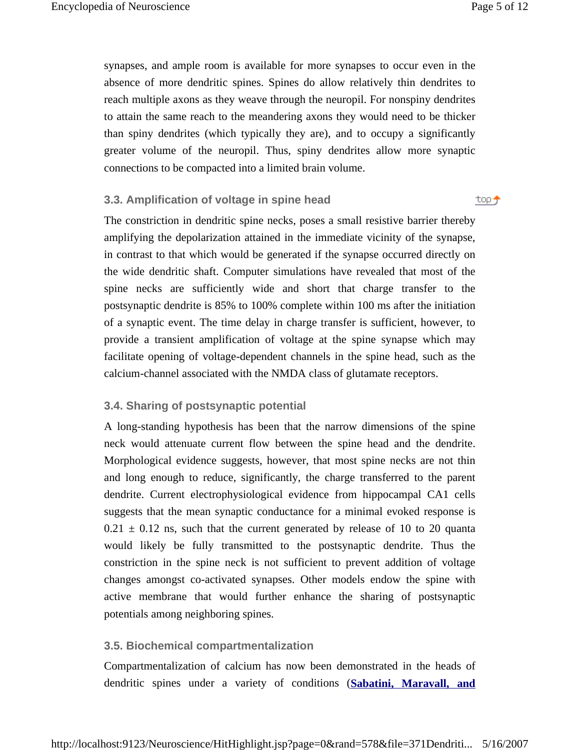synapses, and ample room is available for more synapses to occur even in the absence of more dendritic spines. Spines do allow relatively thin dendrites to reach multiple axons as they weave through the neuropil. For nonspiny dendrites to attain the same reach to the meandering axons they would need to be thicker than spiny dendrites (which typically they are), and to occupy a significantly greater volume of the neuropil. Thus, spiny dendrites allow more synaptic connections to be compacted into a limited brain volume.

### 3.3. Amplification of voltage in spine head

The constriction in dendritic spine necks, poses a small resistive barrier thereby amplifying the depolarization attained in the immediate vicinity of the synapse, in contrast to that which would be generated if the synapse occurred directly on the wide dendritic shaft. Computer simulations have revealed that most of the spine necks are sufficiently wide and short that charge transfer to the postsynaptic dendrite is 85% to 100% complete within 100 ms after the initiation of a synaptic event. The time delay in charge transfer is sufficient, however, to provide a transient amplification of voltage at the spine synapse which may facilitate opening of voltage-dependent channels in the spine head, such as the calcium-channel associated with the NMDA class of glutamate receptors.

### 3.4. Sharing of postsynaptic potential

A long-standing hypothesis has been that the narrow dimensions of the spine neck would attenuate current flow between the spine head and the dendrite. Morphological evidence suggests, however, that most spine necks are not thin and long enough to reduce, significantly, the charge transferred to the parent dendrite. Current electrophysiological evidence from hippocampal CA1 cells suggests that the mean synaptic conductance for a minimal evoked response is $0.21 \pm 0.12$ ns, such that the current generated by release of 10 to 20 quanta would likely be fully transmitted to the postsynaptic dendrite. Thus the constriction in the spine neck is not sufficient to prevent addition of voltage changes amongst co-activated synapses. Other models endow the spine with active membrane that would further enhance the sharing of postsynaptic potentials among neighboring spines.

### 3.5. Biochemical compartmentalization

Compartmentalization of calcium has now been demonstrated in the heads of dendritic spines under a variety of conditions (**Sabatini, Maravall, and**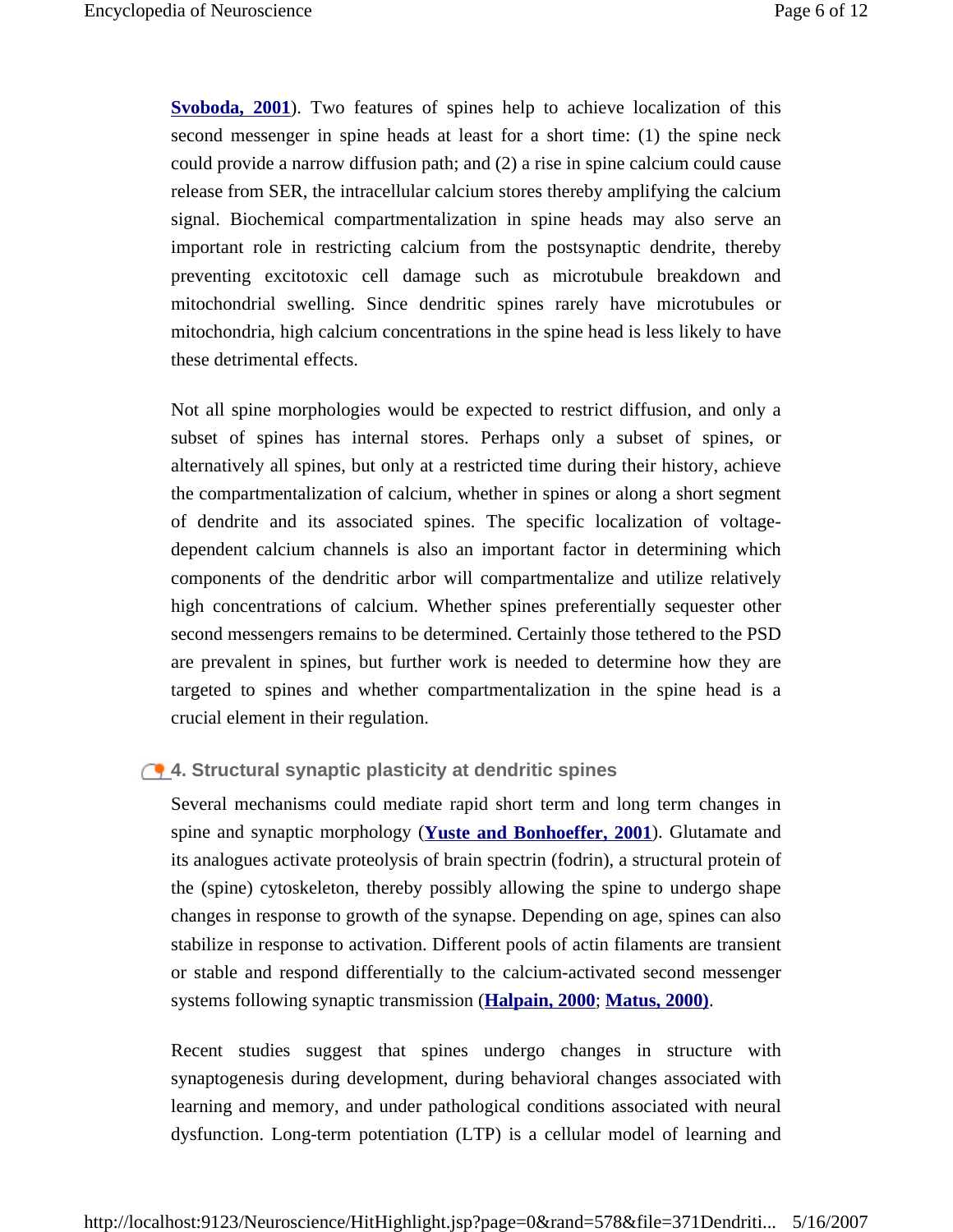**Svoboda, 2001**). Two features of spines help to achieve localization of this second messenger in spine heads at least for a short time: (1) the spine neck could provide a narrow diffusion path; and (2) a rise in spine calcium could cause release from SER, the intracellular calcium stores thereby amplifying the calcium signal. Biochemical compartmentalization in spine heads may also serve an important role in restricting calcium from the postsynaptic dendrite, thereby preventing excitotoxic cell damage such as microtubule breakdown and mitochondrial swelling. Since dendritic spines rarely have microtubules or mitochondria, high calcium concentrations in the spine head is less likely to have these detrimental effects.

Not all spine morphologies would be expected to restrict diffusion, and only a subset of spines has internal stores. Perhaps only a subset of spines, or alternatively all spines, but only at a restricted time during their history, achieve the compartmentalization of calcium, whether in spines or along a short segment of dendrite and its associated spines. The specific localization of voltage-dependent calcium channels is also an important factor in determining which components of the dendritic arbor will compartmentalize and utilize relatively high concentrations of calcium. Whether spines preferentially sequester other second messengers remains to be determined. Certainly those tethered to the PSD are prevalent in spines, but further work is needed to determine how they are targeted to spines and whether compartmentalization in the spine head is a crucial element in their regulation.

## 4. Structural synaptic plasticity at dendritic spines

Several mechanisms could mediate rapid short term and long term changes in spine and synaptic morphology (**Yuste and Bonhoeffer, 2001**). Glutamate and its analogues activate proteolysis of brain spectrin (fodrin), a structural protein of the (spine) cytoskeleton, thereby possibly allowing the spine to undergo shape changes in response to growth of the synapse. Depending on age, spines can also stabilize in response to activation. Different pools of actin filaments are transient or stable and respond differentially to the calcium-activated second messenger systems following synaptic transmission (**Halpain, 2000**; **Matus, 2000)**.

Recent studies suggest that spines undergo changes in structure with synaptogenesis during development, during behavioral changes associated with learning and memory, and under pathological conditions associated with neural dysfunction. Long-term potentiation (LTP) is a cellular model of learning and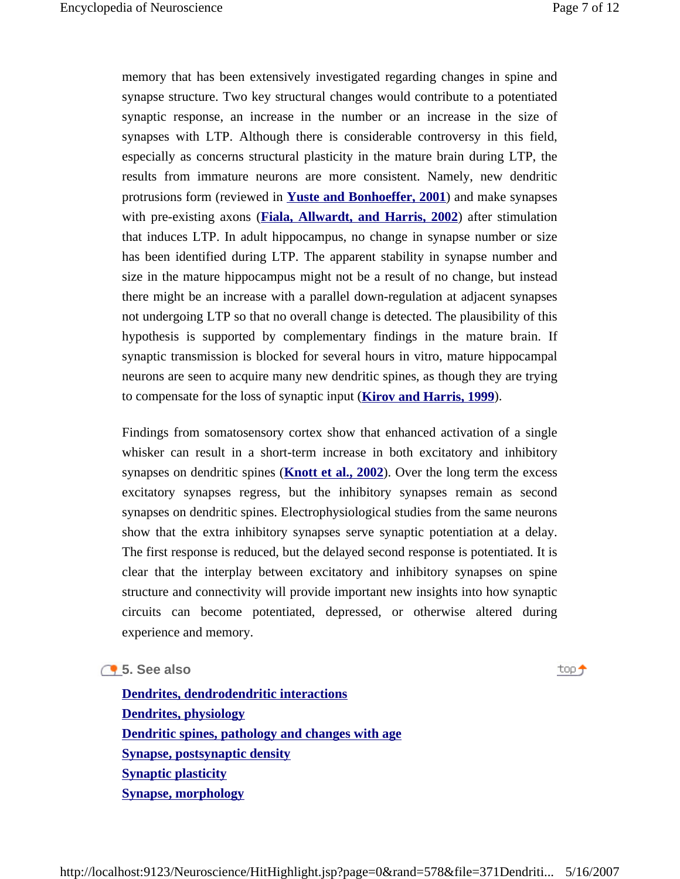memory that has been extensively investigated regarding changes in spine and synapse structure. Two key structural changes would contribute to a potentiated synaptic response, an increase in the number or an increase in the size of synapses with LTP. Although there is considerable controversy in this field, especially as concerns structural plasticity in the mature brain during LTP, the results from immature neurons are more consistent. Namely, new dendritic protrusions form (reviewed in **Yuste and Bonhoeffer, 2001**) and make synapses with pre-existing axons (**Fiala, Allwardt, and Harris, 2002**) after stimulation that induces LTP. In adult hippocampus, no change in synapse number or size has been identified during LTP. The apparent stability in synapse number and size in the mature hippocampus might not be a result of no change, but instead there might be an increase with a parallel down-regulation at adjacent synapses not undergoing LTP so that no overall change is detected. The plausibility of this hypothesis is supported by complementary findings in the mature brain. If synaptic transmission is blocked for several hours in vitro, mature hippocampal neurons are seen to acquire many new dendritic spines, as though they are trying to compensate for the loss of synaptic input (**Kirov and Harris, 1999**).

Findings from somatosensory cortex show that enhanced activation of a single whisker can result in a short-term increase in both excitatory and inhibitory synapses on dendritic spines (**Knott et al., 2002**). Over the long term the excess excitatory synapses regress, but the inhibitory synapses remain as second synapses on dendritic spines. Electrophysiological studies from the same neurons show that the extra inhibitory synapses serve synaptic potentiation at a delay. The first response is reduced, but the delayed second response is potentiated. It is clear that the interplay between excitatory and inhibitory synapses on spine structure and connectivity will provide important new insights into how synaptic circuits can become potentiated, depressed, or otherwise altered during experience and memory.

## 5. See also

**Dendrites, dendrodendritic interactions**
**Dendrites, physiology**
**Dendritic spines, pathology and changes with age**
**Synapse, postsynaptic density**
**Synaptic plasticity**
**Synapse, morphology**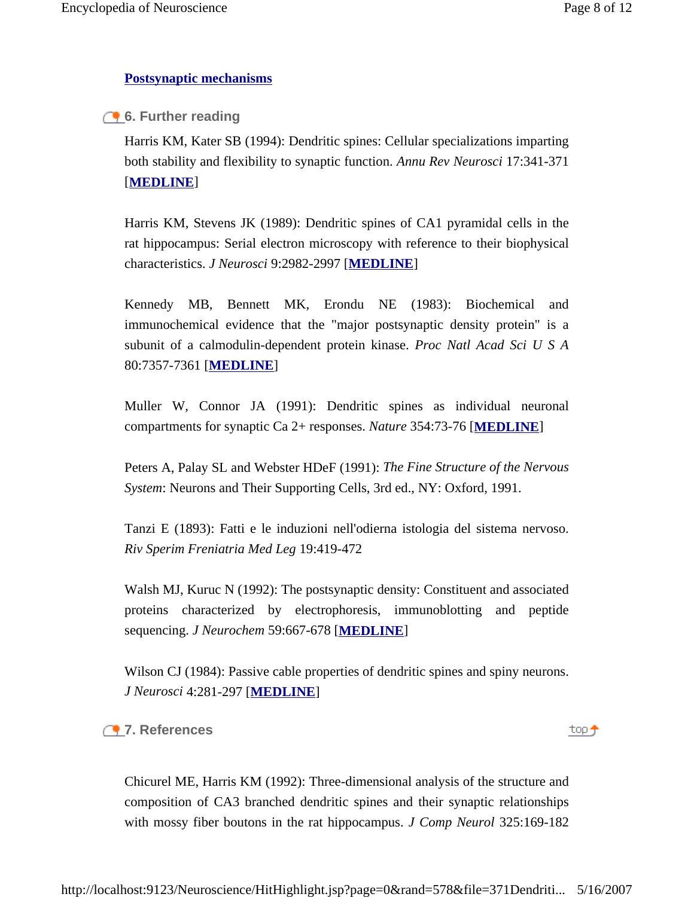**Postsynaptic mechanisms**

## 6. Further reading

Harris KM, Kater SB (1994): Dendritic spines: Cellular specializations imparting both stability and flexibility to synaptic function. *Annu Rev Neurosci* 17:341-371 [**MEDLINE**]

Harris KM, Stevens JK (1989): Dendritic spines of CA1 pyramidal cells in the rat hippocampus: Serial electron microscopy with reference to their biophysical characteristics. *J Neurosci* 9:2982-2997 [**MEDLINE**]

Kennedy MB, Bennett MK, Erondu NE (1983): Biochemical and immunochemical evidence that the "major postsynaptic density protein" is a subunit of a calmodulin-dependent protein kinase. *Proc Natl Acad Sci U S A* 80:7357-7361 [**MEDLINE**]

Muller W, Connor JA (1991): Dendritic spines as individual neuronal compartments for synaptic Ca 2+ responses. *Nature* 354:73-76 [**MEDLINE**]

Peters A, Palay SL and Webster HDeF (1991): *The Fine Structure of the Nervous System*: Neurons and Their Supporting Cells, 3rd ed., NY: Oxford, 1991.

Tanzi E (1893): Fatti e le induzioni nell'odierna istologia del sistema nervoso. *Riv Sperim Freniatria Med Leg* 19:419-472

Walsh MJ, Kuruc N (1992): The postsynaptic density: Constituent and associated proteins characterized by electrophoresis, immunoblotting and peptide sequencing. *J Neurochem* 59:667-678 [**MEDLINE**]

Wilson CJ (1984): Passive cable properties of dendritic spines and spiny neurons. *J Neurosci* 4:281-297 [**MEDLINE**]

## 7. References

Chicurel ME, Harris KM (1992): Three-dimensional analysis of the structure and composition of CA3 branched dendritic spines and their synaptic relationships with mossy fiber boutons in the rat hippocampus. *J Comp Neurol* 325:169-182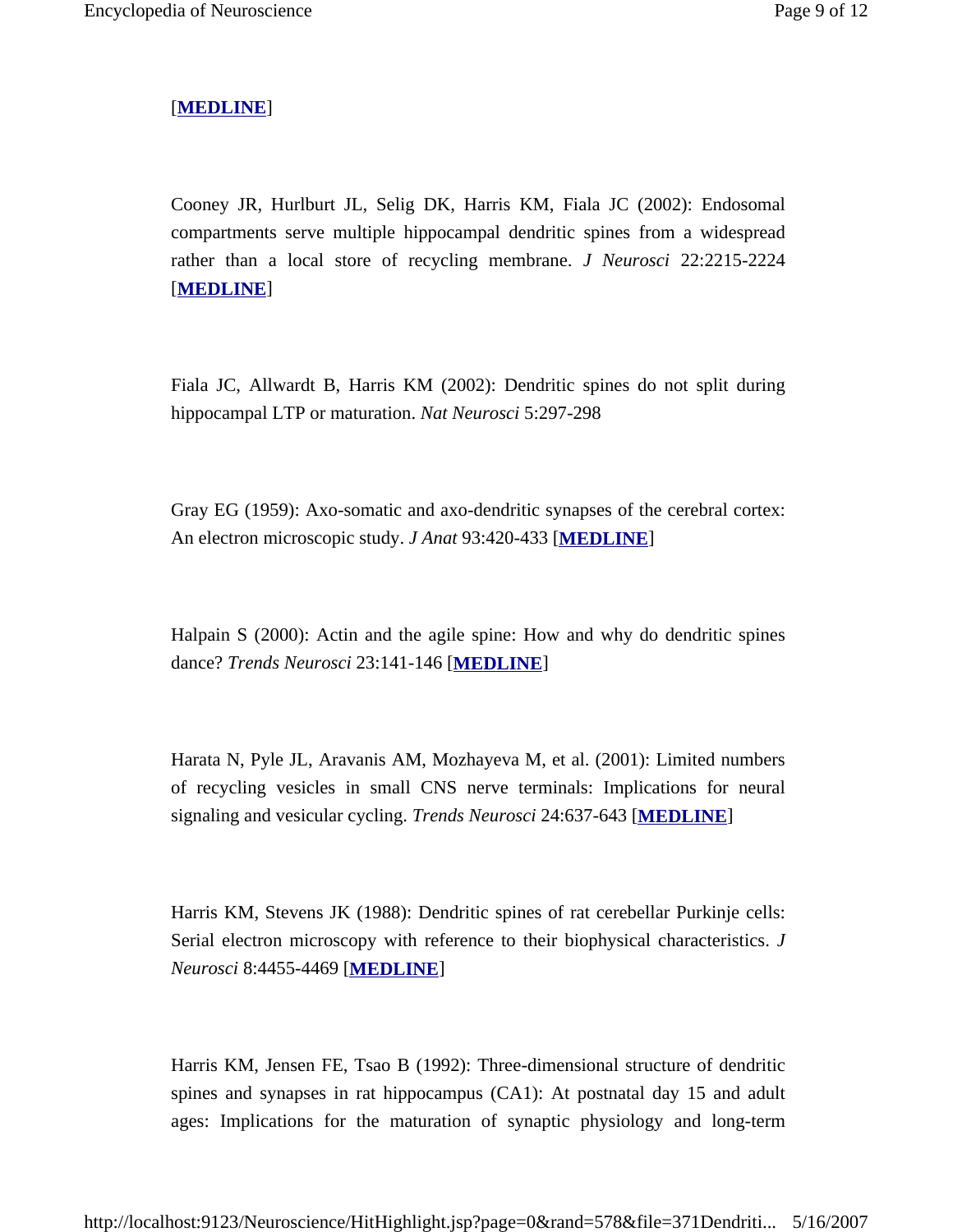[**MEDLINE**]

Cooney JR, Hurlburt JL, Selig DK, Harris KM, Fiala JC (2002): Endosomal compartments serve multiple hippocampal dendritic spines from a widespread rather than a local store of recycling membrane. *J Neurosci* 22:2215-2224 [**MEDLINE**]

Fiala JC, Allwardt B, Harris KM (2002): Dendritic spines do not split during hippocampal LTP or maturation. *Nat Neurosci* 5:297-298

Gray EG (1959): Axo-somatic and axo-dendritic synapses of the cerebral cortex: An electron microscopic study. *J Anat* 93:420-433 [**MEDLINE**]

Halpain S (2000): Actin and the agile spine: How and why do dendritic spines dance? *Trends Neurosci* 23:141-146 [**MEDLINE**]

Harata N, Pyle JL, Aravanis AM, Mozhayeva M, et al. (2001): Limited numbers of recycling vesicles in small CNS nerve terminals: Implications for neural signaling and vesicular cycling. *Trends Neurosci* 24:637-643 [**MEDLINE**]

Harris KM, Stevens JK (1988): Dendritic spines of rat cerebellar Purkinje cells: Serial electron microscopy with reference to their biophysical characteristics. *J Neurosci* 8:4455-4469 [**MEDLINE**]

Harris KM, Jensen FE, Tsao B (1992): Three-dimensional structure of dendritic spines and synapses in rat hippocampus (CA1): At postnatal day 15 and adult ages: Implications for the maturation of synaptic physiology and long-term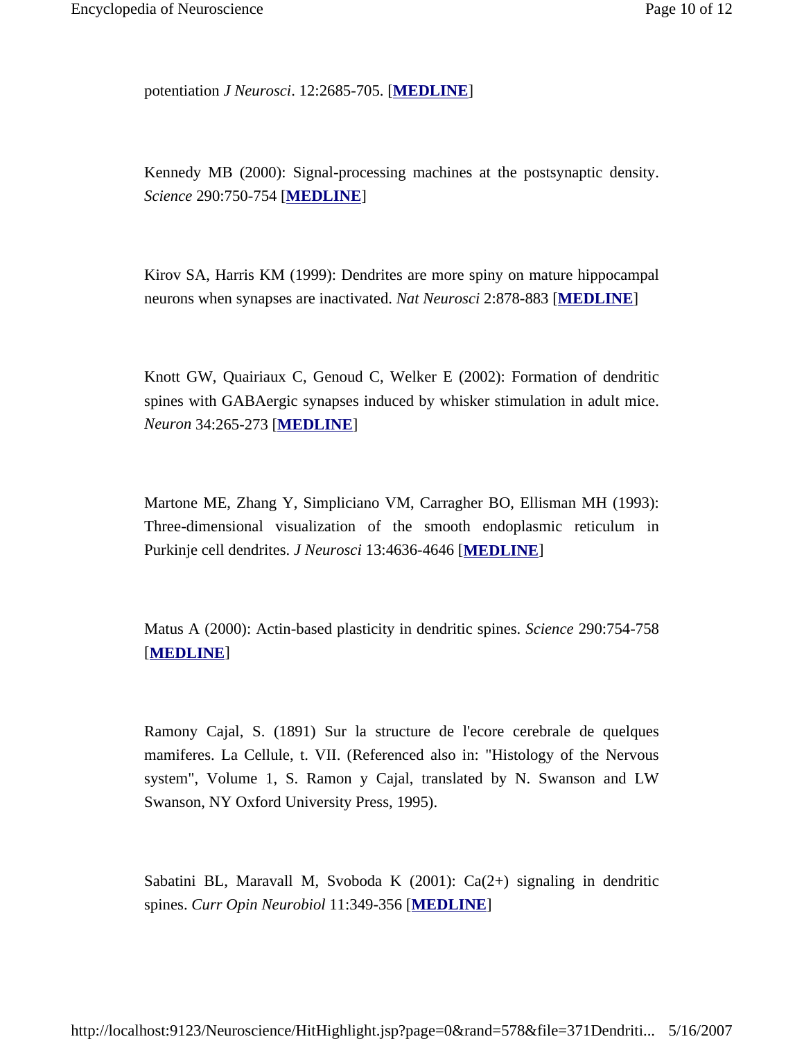potentiation *J Neurosci*. 12:2685-705. [**MEDLINE**]

Kennedy MB (2000): Signal-processing machines at the postsynaptic density. *Science* 290:750-754 [**MEDLINE**]

Kirov SA, Harris KM (1999): Dendrites are more spiny on mature hippocampal neurons when synapses are inactivated. *Nat Neurosci* 2:878-883 [**MEDLINE**]

Knott GW, Quairiaux C, Genoud C, Welker E (2002): Formation of dendritic spines with GABAergic synapses induced by whisker stimulation in adult mice. *Neuron* 34:265-273 [**MEDLINE**]

Martone ME, Zhang Y, Simpliciano VM, Carragher BO, Ellisman MH (1993): Three-dimensional visualization of the smooth endoplasmic reticulum in Purkinje cell dendrites. *J Neurosci* 13:4636-4646 [**MEDLINE**]

Matus A (2000): Actin-based plasticity in dendritic spines. *Science* 290:754-758 [**MEDLINE**]

Ramony Cajal, S. (1891) Sur la structure de l'ecore cerebrale de quelques mamiferes. La Cellule, t. VII. (Referenced also in: "Histology of the Nervous system", Volume 1, S. Ramon y Cajal, translated by N. Swanson and LW Swanson, NY Oxford University Press, 1995).

Sabatini BL, Maravall M, Svoboda K (2001): Ca(2+) signaling in dendritic spines. *Curr Opin Neurobiol* 11:349-356 [**MEDLINE**]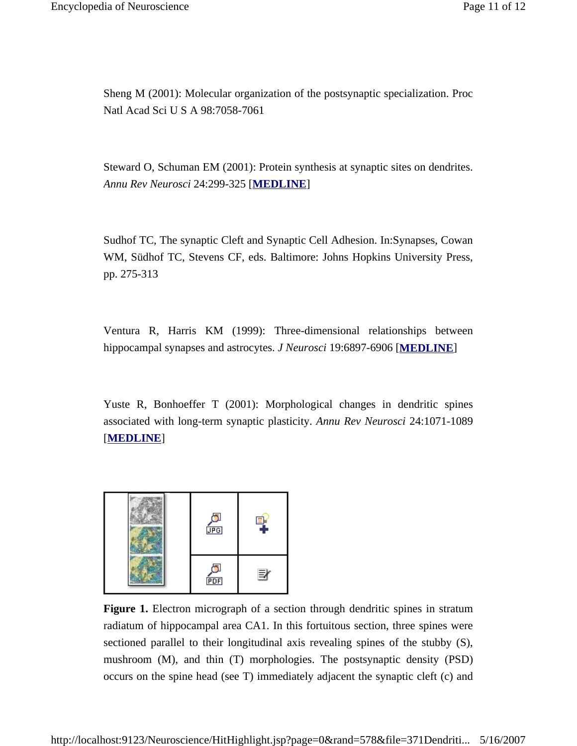Sheng M (2001): Molecular organization of the postsynaptic specialization. Proc Natl Acad Sci U S A 98:7058-7061

Steward O, Schuman EM (2001): Protein synthesis at synaptic sites on dendrites. *Annu Rev Neurosci* 24:299-325 [**MEDLINE**]

Sudhof TC, The synaptic Cleft and Synaptic Cell Adhesion. In:Synapses, Cowan WM, Südhof TC, Stevens CF, eds. Baltimore: Johns Hopkins University Press, pp. 275-313

Ventura R, Harris KM (1999): Three-dimensional relationships between hippocampal synapses and astrocytes. *J Neurosci* 19:6897-6906 [**MEDLINE**]

Yuste R, Bonhoeffer T (2001): Morphological changes in dendritic spines associated with long-term synaptic plasticity. *Annu Rev Neurosci* 24:1071-1089 [**MEDLINE**]

**Figure 1.** Electron micrograph of a section through dendritic spines in stratum radiatum of hippocampal area CA1. In this fortuitous section, three spines were sectioned parallel to their longitudinal axis revealing spines of the stubby (S), mushroom (M), and thin (T) morphologies. The postsynaptic density (PSD) occurs on the spine head (see T) immediately adjacent the synaptic cleft (c) and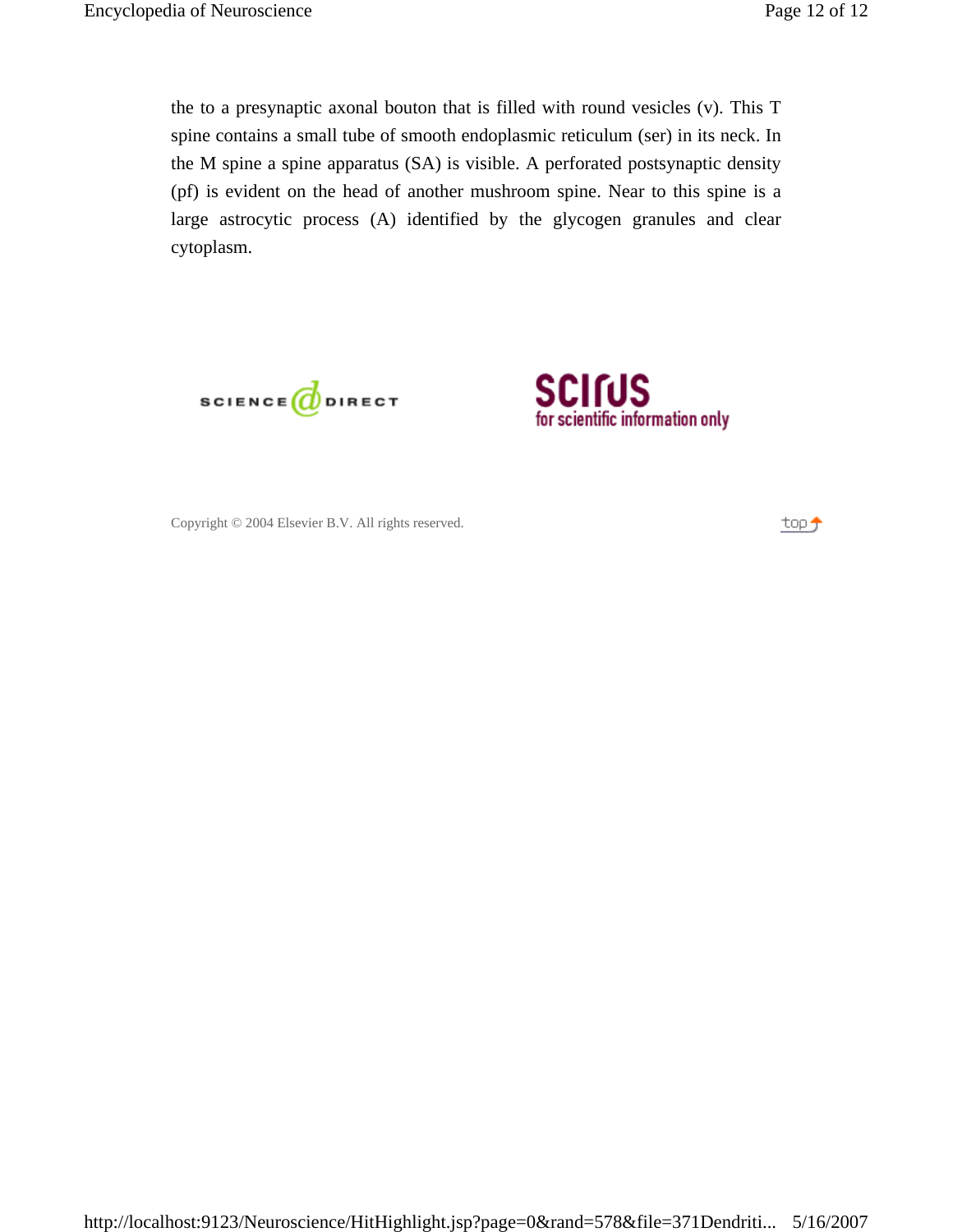the to a presynaptic axonal bouton that is filled with round vesicles (v). This T spine contains a small tube of smooth endoplasmic reticulum (ser) in its neck. In the M spine a spine apparatus (SA) is visible. A perforated postsynaptic density (pf) is evident on the head of another mushroom spine. Near to this spine is a large astrocytic process (A) identified by the glycogen granules and clear cytoplasm.

SCIENCE DIRECT

SCIRUS
for scientific information only

Copyright © 2004 Elsevier B.V. All rights reserved.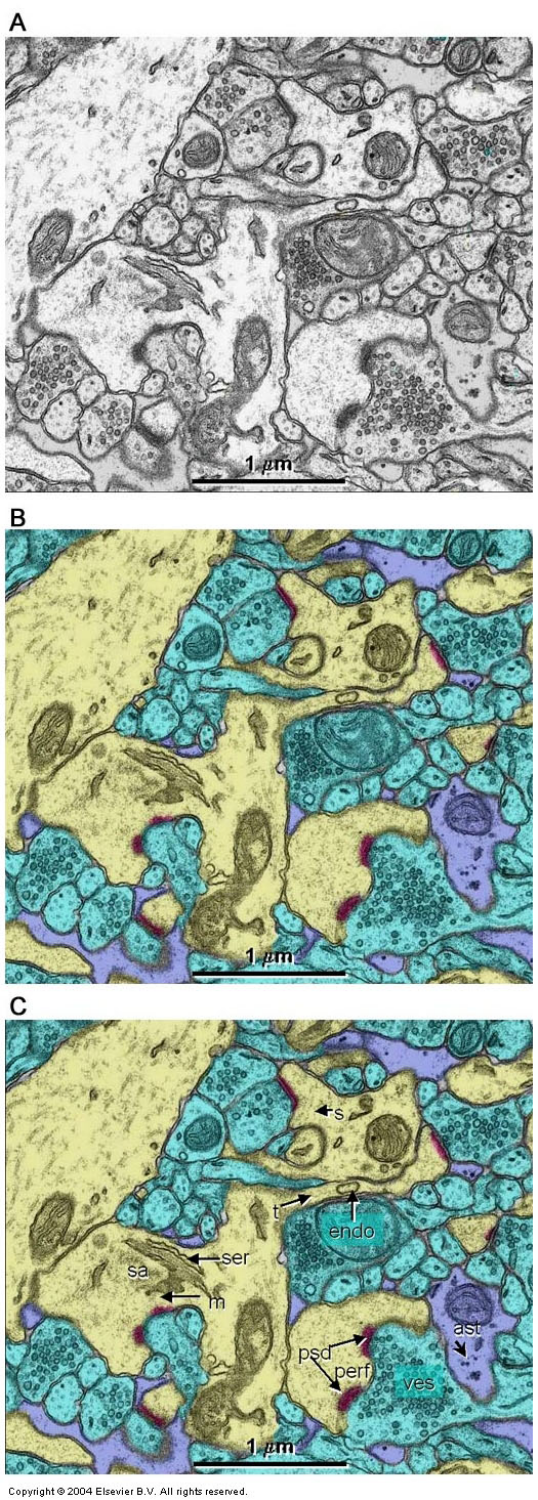Copyright © 2004 Elsevier B.V. All rights reserved.